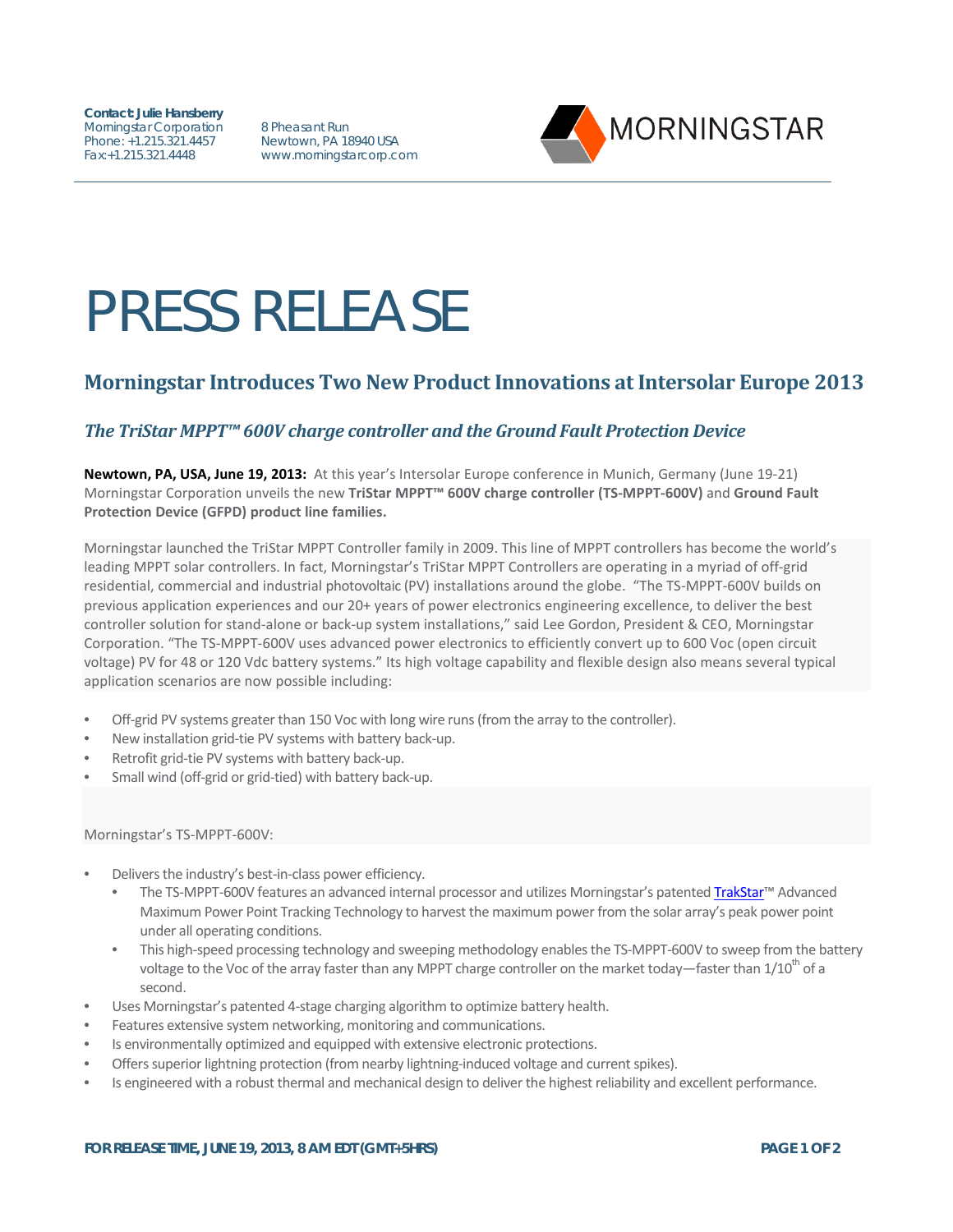**Contact: Julie Hansberry**
Morningstar Corporation
Phone: +1.215.321.4457
Fax:+1.215.321.4448

8 Pheasant Run
Newtown, PA 18940 USA
www.morningstarcorp.com

MORNINGSTAR

# PRESS RELEASE

## Morningstar Introduces Two New Product Innovations at Intersolar Europe 2013

### *The TriStar MPPT™ 600V charge controller and the Ground Fault Protection Device*

**Newtown, PA, USA, June 19, 2013:** At this year's Intersolar Europe conference in Munich, Germany (June 19-21) Morningstar Corporation unveils the new **TriStar MPPT™ 600V charge controller (TS-MPPT-600V)** and **Ground Fault Protection Device (GFPD) product line families.**

Morningstar launched the TriStar MPPT Controller family in 2009. This line of MPPT controllers has become the world's leading MPPT solar controllers. In fact, Morningstar's TriStar MPPT Controllers are operating in a myriad of off-grid residential, commercial and industrial photovoltaic (PV) installations around the globe. "The TS-MPPT-600V builds on previous application experiences and our 20+ years of power electronics engineering excellence, to deliver the best controller solution for stand-alone or back-up system installations," said Lee Gordon, President & CEO, Morningstar Corporation. "The TS-MPPT-600V uses advanced power electronics to efficiently convert up to 600 Voc (open circuit voltage) PV for 48 or 120 Vdc battery systems." Its high voltage capability and flexible design also means several typical application scenarios are now possible including:

- Off-grid PV systems greater than 150 Voc with long wire runs (from the array to the controller).
- New installation grid-tie PV systems with battery back-up.
- Retrofit grid-tie PV systems with battery back-up.
- Small wind (off-grid or grid-tied) with battery back-up.

Morningstar's TS-MPPT-600V:

- Delivers the industry's best-in-class power efficiency.
  - The TS-MPPT-600V features an advanced internal processor and utilizes Morningstar's patented TrakStar™ Advanced Maximum Power Point Tracking Technology to harvest the maximum power from the solar array's peak power point under all operating conditions.
  - This high-speed processing technology and sweeping methodology enables the TS-MPPT-600V to sweep from the battery voltage to the Voc of the array faster than any MPPT charge controller on the market today—faster than 1/10$^{th}$ of a second.
- Uses Morningstar's patented 4-stage charging algorithm to optimize battery health.
- Features extensive system networking, monitoring and communications.
- Is environmentally optimized and equipped with extensive electronic protections.
- Offers superior lightning protection (from nearby lightning-induced voltage and current spikes).
- Is engineered with a robust thermal and mechanical design to deliver the highest reliability and excellent performance.

**FOR RELEASE TIME, JUNE 19, 2013, 8 AM EDT (GMT+5HRS)**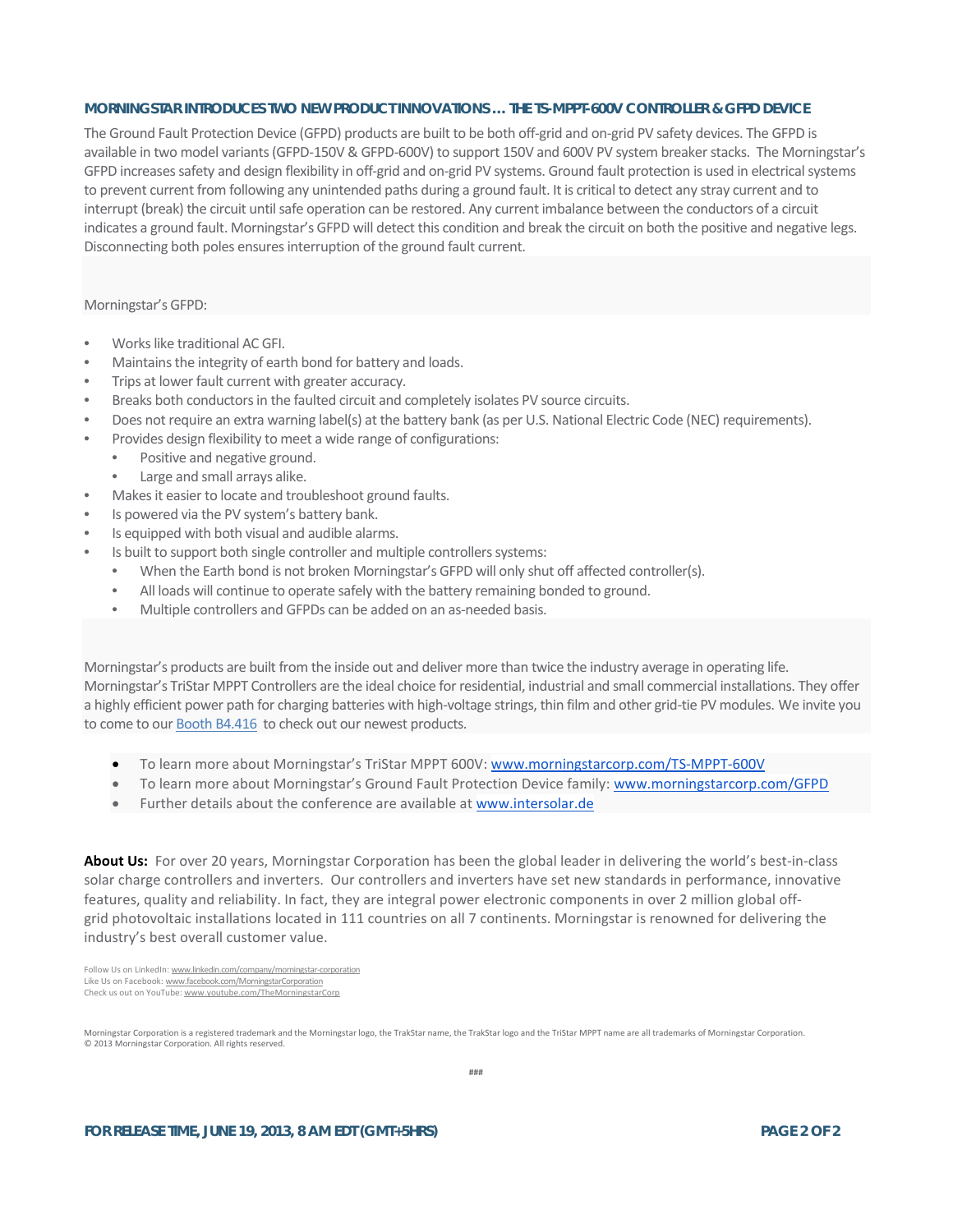**MORNINGSTAR INTRODUCES TWO NEW PRODUCT INNOVATIONS … THE TS-MPPT-600V CONTROLLER & GFPD DEVICE**

The Ground Fault Protection Device (GFPD) products are built to be both off-grid and on-grid PV safety devices. The GFPD is available in two model variants (GFPD-150V & GFPD-600V) to support 150V and 600V PV system breaker stacks. The Morningstar's GFPD increases safety and design flexibility in off-grid and on-grid PV systems. Ground fault protection is used in electrical systems to prevent current from following any unintended paths during a ground fault. It is critical to detect any stray current and to interrupt (break) the circuit until safe operation can be restored. Any current imbalance between the conductors of a circuit indicates a ground fault. Morningstar's GFPD will detect this condition and break the circuit on both the positive and negative legs. Disconnecting both poles ensures interruption of the ground fault current.

Morningstar's GFPD:

- Works like traditional AC GFI.
- Maintains the integrity of earth bond for battery and loads.
- Trips at lower fault current with greater accuracy.
- Breaks both conductors in the faulted circuit and completely isolates PV source circuits.
- Does not require an extra warning label(s) at the battery bank (as per U.S. National Electric Code (NEC) requirements).
- Provides design flexibility to meet a wide range of configurations:
  - Positive and negative ground.
  - Large and small arrays alike.
- Makes it easier to locate and troubleshoot ground faults.
- Is powered via the PV system's battery bank.
- Is equipped with both visual and audible alarms.
- Is built to support both single controller and multiple controllers systems:
  - When the Earth bond is not broken Morningstar's GFPD will only shut off affected controller(s).
  - All loads will continue to operate safely with the battery remaining bonded to ground.
  - Multiple controllers and GFPDs can be added on an as-needed basis.

Morningstar's products are built from the inside out and deliver more than twice the industry average in operating life. Morningstar's TriStar MPPT Controllers are the ideal choice for residential, industrial and small commercial installations. They offer a highly efficient power path for charging batteries with high-voltage strings, thin film and other grid-tie PV modules. We invite you to come to our Booth B4.416 to check out our newest products.

- To learn more about Morningstar's TriStar MPPT 600V: www.morningstarcorp.com/TS-MPPT-600V
- To learn more about Morningstar's Ground Fault Protection Device family: www.morningstarcorp.com/GFPD
- Further details about the conference are available at www.intersolar.de

**About Us:** For over 20 years, Morningstar Corporation has been the global leader in delivering the world's best-in-class solar charge controllers and inverters. Our controllers and inverters have set new standards in performance, innovative features, quality and reliability. In fact, they are integral power electronic components in over 2 million global off-grid photovoltaic installations located in 111 countries on all 7 continents. Morningstar is renowned for delivering the industry's best overall customer value.

Follow Us on LinkedIn: www.linkedin.com/company/morningstar-corporation
Like Us on Facebook: www.facebook.com/MorningstarCorporation
Check us out on YouTube: www.youtube.com/TheMorningstarCorp

Morningstar Corporation is a registered trademark and the Morningstar logo, the TrakStar name, the TrakStar logo and the TriStar MPPT name are all trademarks of Morningstar Corporation.
© 2013 Morningstar Corporation. All rights reserved.

###

**FOR RELEASE TIME, JUNE 19, 2013, 8 AM EDT (GMT+5HRS)**